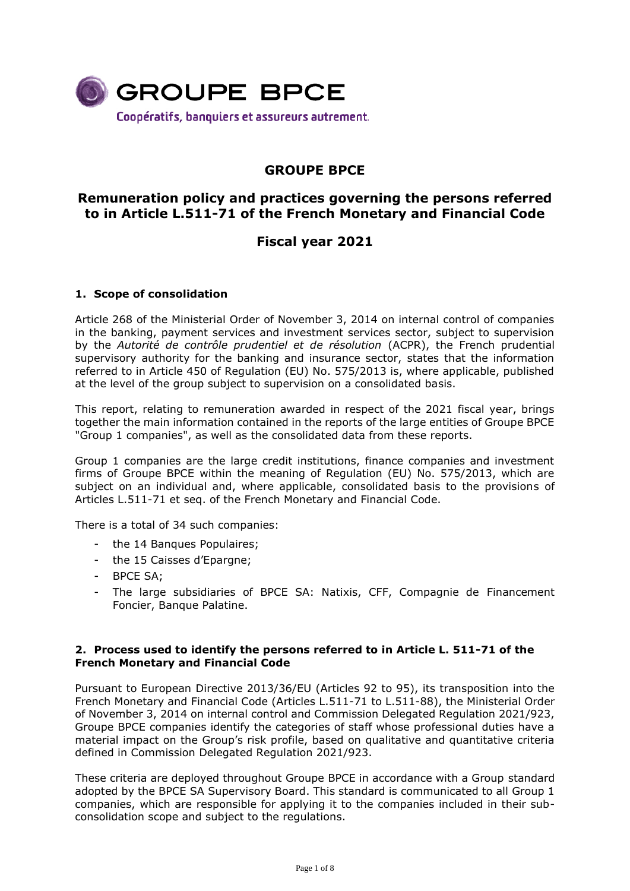GROUPE BPCE

Coopératifs, banquiers et assureurs autrement.

# GROUPE BPCE

## Remuneration policy and practices governing the persons referred to in Article L.511-71 of the French Monetary and Financial Code

## Fiscal year 2021

### 1. Scope of consolidation

Article 268 of the Ministerial Order of November 3, 2014 on internal control of companies in the banking, payment services and investment services sector, subject to supervision by the *Autorité de contrôle prudentiel et de résolution* (ACPR), the French prudential supervisory authority for the banking and insurance sector, states that the information referred to in Article 450 of Regulation (EU) No. 575/2013 is, where applicable, published at the level of the group subject to supervision on a consolidated basis.

This report, relating to remuneration awarded in respect of the 2021 fiscal year, brings together the main information contained in the reports of the large entities of Groupe BPCE "Group 1 companies", as well as the consolidated data from these reports.

Group 1 companies are the large credit institutions, finance companies and investment firms of Groupe BPCE within the meaning of Regulation (EU) No. 575/2013, which are subject on an individual and, where applicable, consolidated basis to the provisions of Articles L.511-71 et seq. of the French Monetary and Financial Code.

There is a total of 34 such companies:

- the 14 Banques Populaires;
- the 15 Caisses d'Epargne;
- BPCE SA;
- The large subsidiaries of BPCE SA: Natixis, CFF, Compagnie de Financement Foncier, Banque Palatine.

### 2. Process used to identify the persons referred to in Article L. 511-71 of the French Monetary and Financial Code

Pursuant to European Directive 2013/36/EU (Articles 92 to 95), its transposition into the French Monetary and Financial Code (Articles L.511-71 to L.511-88), the Ministerial Order of November 3, 2014 on internal control and Commission Delegated Regulation 2021/923, Groupe BPCE companies identify the categories of staff whose professional duties have a material impact on the Group's risk profile, based on qualitative and quantitative criteria defined in Commission Delegated Regulation 2021/923.

These criteria are deployed throughout Groupe BPCE in accordance with a Group standard adopted by the BPCE SA Supervisory Board. This standard is communicated to all Group 1 companies, which are responsible for applying it to the companies included in their sub-consolidation scope and subject to the regulations.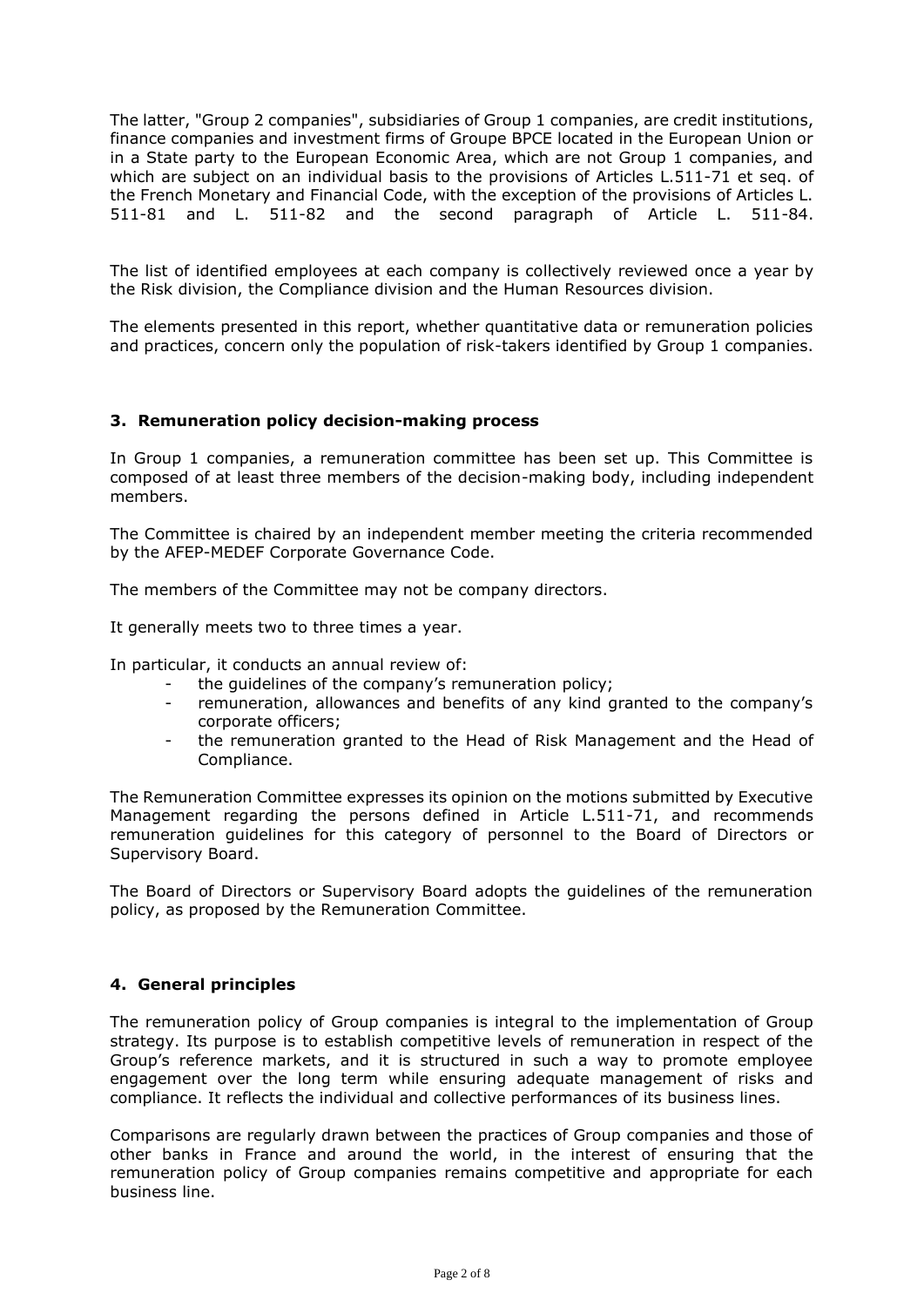The latter, "Group 2 companies", subsidiaries of Group 1 companies, are credit institutions, finance companies and investment firms of Groupe BPCE located in the European Union or in a State party to the European Economic Area, which are not Group 1 companies, and which are subject on an individual basis to the provisions of Articles L.511-71 et seq. of the French Monetary and Financial Code, with the exception of the provisions of Articles L. 511-81 and L. 511-82 and the second paragraph of Article L. 511-84.

The list of identified employees at each company is collectively reviewed once a year by the Risk division, the Compliance division and the Human Resources division.

The elements presented in this report, whether quantitative data or remuneration policies and practices, concern only the population of risk-takers identified by Group 1 companies.

## 3. Remuneration policy decision-making process

In Group 1 companies, a remuneration committee has been set up. This Committee is composed of at least three members of the decision-making body, including independent members.

The Committee is chaired by an independent member meeting the criteria recommended by the AFEP-MEDEF Corporate Governance Code.

The members of the Committee may not be company directors.

It generally meets two to three times a year.

In particular, it conducts an annual review of:

- the guidelines of the company's remuneration policy;
- remuneration, allowances and benefits of any kind granted to the company's corporate officers;
- the remuneration granted to the Head of Risk Management and the Head of Compliance.

The Remuneration Committee expresses its opinion on the motions submitted by Executive Management regarding the persons defined in Article L.511-71, and recommends remuneration guidelines for this category of personnel to the Board of Directors or Supervisory Board.

The Board of Directors or Supervisory Board adopts the guidelines of the remuneration policy, as proposed by the Remuneration Committee.

## 4. General principles

The remuneration policy of Group companies is integral to the implementation of Group strategy. Its purpose is to establish competitive levels of remuneration in respect of the Group's reference markets, and it is structured in such a way to promote employee engagement over the long term while ensuring adequate management of risks and compliance. It reflects the individual and collective performances of its business lines.

Comparisons are regularly drawn between the practices of Group companies and those of other banks in France and around the world, in the interest of ensuring that the remuneration policy of Group companies remains competitive and appropriate for each business line.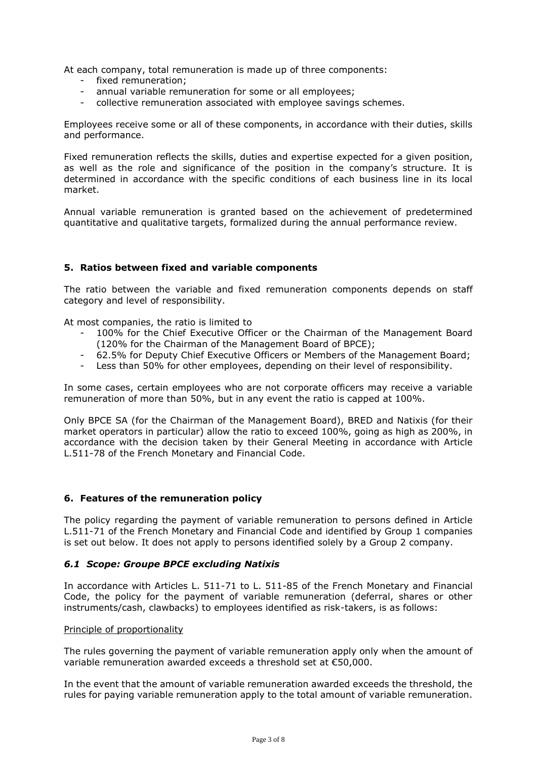At each company, total remuneration is made up of three components:

- fixed remuneration;
- annual variable remuneration for some or all employees;
- collective remuneration associated with employee savings schemes.

Employees receive some or all of these components, in accordance with their duties, skills and performance.

Fixed remuneration reflects the skills, duties and expertise expected for a given position, as well as the role and significance of the position in the company's structure. It is determined in accordance with the specific conditions of each business line in its local market.

Annual variable remuneration is granted based on the achievement of predetermined quantitative and qualitative targets, formalized during the annual performance review.

## 5. Ratios between fixed and variable components

The ratio between the variable and fixed remuneration components depends on staff category and level of responsibility.

At most companies, the ratio is limited to

- 100% for the Chief Executive Officer or the Chairman of the Management Board (120% for the Chairman of the Management Board of BPCE);
- 62.5% for Deputy Chief Executive Officers or Members of the Management Board;
- Less than 50% for other employees, depending on their level of responsibility.

In some cases, certain employees who are not corporate officers may receive a variable remuneration of more than 50%, but in any event the ratio is capped at 100%.

Only BPCE SA (for the Chairman of the Management Board), BRED and Natixis (for their market operators in particular) allow the ratio to exceed 100%, going as high as 200%, in accordance with the decision taken by their General Meeting in accordance with Article L.511-78 of the French Monetary and Financial Code.

## 6. Features of the remuneration policy

The policy regarding the payment of variable remuneration to persons defined in Article L.511-71 of the French Monetary and Financial Code and identified by Group 1 companies is set out below. It does not apply to persons identified solely by a Group 2 company.

### *6.1 Scope: Groupe BPCE excluding Natixis*

In accordance with Articles L. 511-71 to L. 511-85 of the French Monetary and Financial Code, the policy for the payment of variable remuneration (deferral, shares or other instruments/cash, clawbacks) to employees identified as risk-takers, is as follows:

<u>Principle of proportionality</u>

The rules governing the payment of variable remuneration apply only when the amount of variable remuneration awarded exceeds a threshold set at €50,000.

In the event that the amount of variable remuneration awarded exceeds the threshold, the rules for paying variable remuneration apply to the total amount of variable remuneration.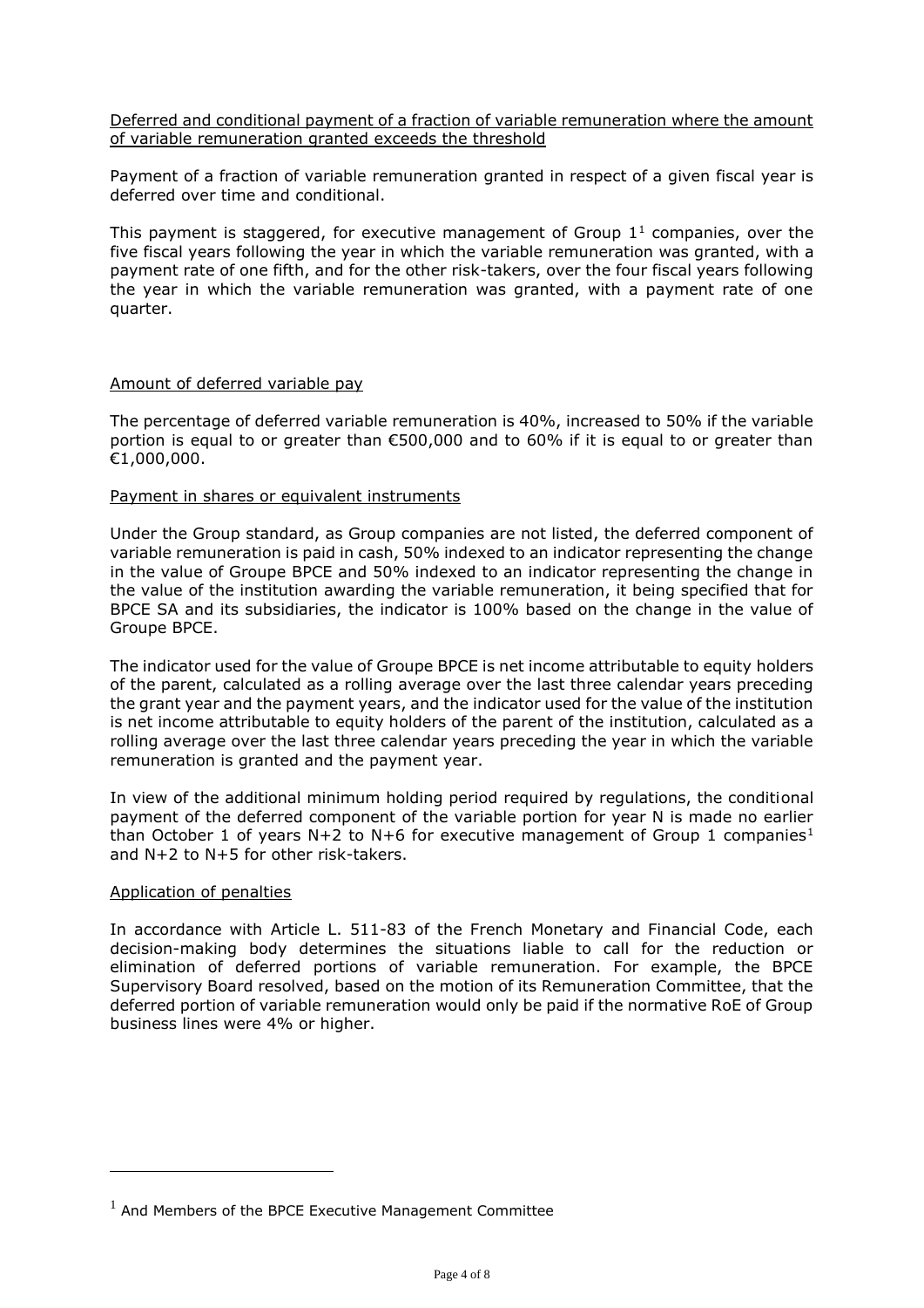Deferred and conditional payment of a fraction of variable remuneration where the amount of variable remuneration granted exceeds the threshold

Payment of a fraction of variable remuneration granted in respect of a given fiscal year is deferred over time and conditional.

This payment is staggered, for executive management of Group 1[1] companies, over the five fiscal years following the year in which the variable remuneration was granted, with a payment rate of one fifth, and for the other risk-takers, over the four fiscal years following the year in which the variable remuneration was granted, with a payment rate of one quarter.

Amount of deferred variable pay

The percentage of deferred variable remuneration is 40%, increased to 50% if the variable portion is equal to or greater than €500,000 and to 60% if it is equal to or greater than €1,000,000.

Payment in shares or equivalent instruments

Under the Group standard, as Group companies are not listed, the deferred component of variable remuneration is paid in cash, 50% indexed to an indicator representing the change in the value of Groupe BPCE and 50% indexed to an indicator representing the change in the value of the institution awarding the variable remuneration, it being specified that for BPCE SA and its subsidiaries, the indicator is 100% based on the change in the value of Groupe BPCE.

The indicator used for the value of Groupe BPCE is net income attributable to equity holders of the parent, calculated as a rolling average over the last three calendar years preceding the grant year and the payment years, and the indicator used for the value of the institution is net income attributable to equity holders of the parent of the institution, calculated as a rolling average over the last three calendar years preceding the year in which the variable remuneration is granted and the payment year.

In view of the additional minimum holding period required by regulations, the conditional payment of the deferred component of the variable portion for year N is made no earlier than October 1 of years N+2 to N+6 for executive management of Group 1 companies[1] and N+2 to N+5 for other risk-takers.

Application of penalties

In accordance with Article L. 511-83 of the French Monetary and Financial Code, each decision-making body determines the situations liable to call for the reduction or elimination of deferred portions of variable remuneration. For example, the BPCE Supervisory Board resolved, based on the motion of its Remuneration Committee, that the deferred portion of variable remuneration would only be paid if the normative RoE of Group business lines were 4% or higher.

[1] And Members of the BPCE Executive Management Committee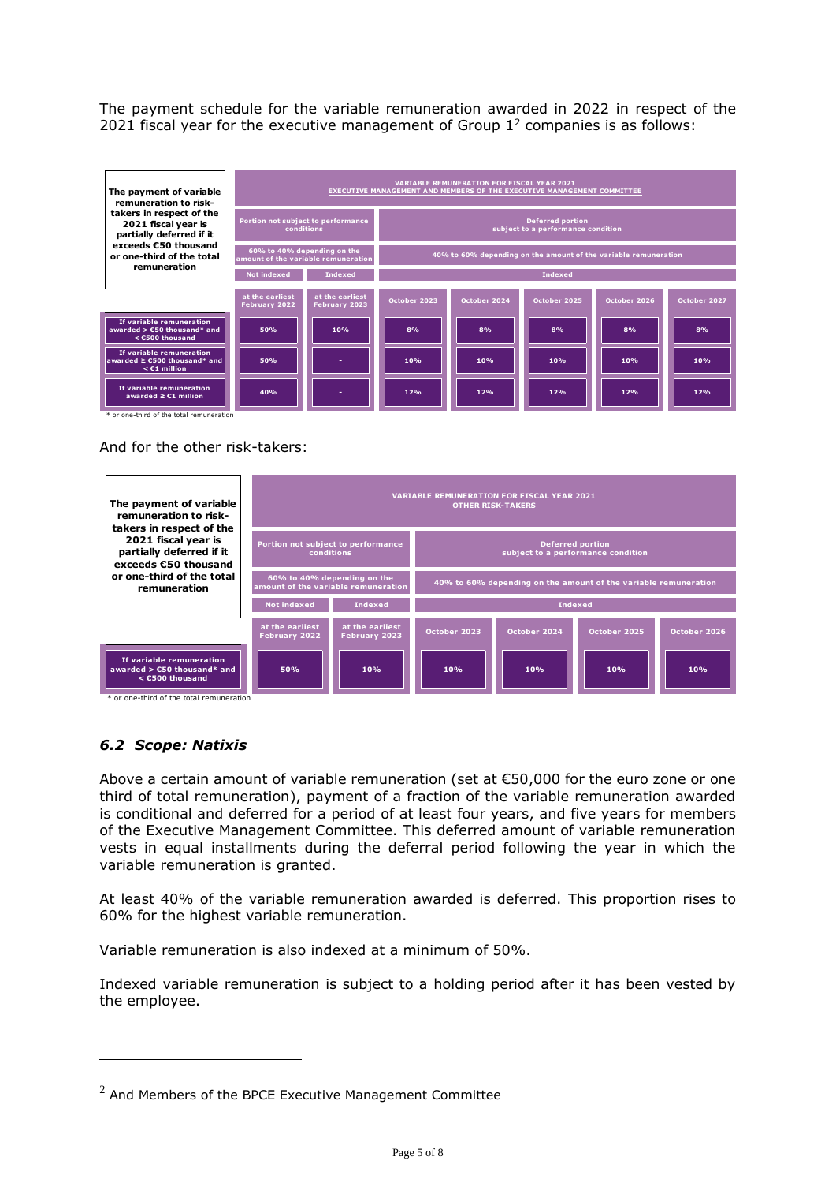The payment schedule for the variable remuneration awarded in 2022 in respect of the 2021 fiscal year for the executive management of Group 1[2] companies is as follows:

| The payment of variable remuneration to risk-takers in respect of the 2021 fiscal year is partially deferred if it exceeds €50 thousand or one-third of the total remuneration | VARIABLE REMUNERATION FOR FISCAL YEAR 2021 EXECUTIVE MANAGEMENT AND MEMBERS OF THE EXECUTIVE MANAGEMENT COMMITTEE | | | | | | |
|---|---|---|---|---|---|---|---|
| | Portion not subject to performance conditions | | Deferred portion subject to a performance condition | | | | |
| | 60% to 40% depending on the amount of the variable remuneration | | 40% to 60% depending on the amount of the variable remuneration | | | | |
| | Not indexed | Indexed | Indexed | | | | |
| | at the earliest February 2022 | at the earliest February 2023 | October 2023 | October 2024 | October 2025 | October 2026 | October 2027 |
| If variable remuneration awarded > €50 thousand* and < €500 thousand | 50% | 10% | 8% | 8% | 8% | 8% | 8% |
| If variable remuneration awarded ≥ €500 thousand* and < €1 million | 50% | - | 10% | 10% | 10% | 10% | 10% |
| If variable remuneration awarded ≥ €1 million | 40% | - | 12% | 12% | 12% | 12% | 12% |

\* or one-third of the total remuneration

And for the other risk-takers:

| The payment of variable remuneration to risk-takers in respect of the 2021 fiscal year is partially deferred if it exceeds €50 thousand or one-third of the total remuneration | VARIABLE REMUNERATION FOR FISCAL YEAR 2021 OTHER RISK-TAKERS | | | | | |
|---|---|---|---|---|---|---|
| | Portion not subject to performance conditions | | Deferred portion subject to a performance condition | | | |
| | 60% to 40% depending on the amount of the variable remuneration | | 40% to 60% depending on the amount of the variable remuneration | | | |
| | Not indexed | Indexed | Indexed | | | |
| | at the earliest February 2022 | at the earliest February 2023 | October 2023 | October 2024 | October 2025 | October 2026 |
| If variable remuneration awarded > €50 thousand* and < €500 thousand | 50% | 10% | 10% | 10% | 10% | 10% |

\* or one-third of the total remuneration

## *6.2 Scope: Natixis*

Above a certain amount of variable remuneration (set at €50,000 for the euro zone or one third of total remuneration), payment of a fraction of the variable remuneration awarded is conditional and deferred for a period of at least four years, and five years for members of the Executive Management Committee. This deferred amount of variable remuneration vests in equal installments during the deferral period following the year in which the variable remuneration is granted.

At least 40% of the variable remuneration awarded is deferred. This proportion rises to 60% for the highest variable remuneration.

Variable remuneration is also indexed at a minimum of 50%.

Indexed variable remuneration is subject to a holding period after it has been vested by the employee.

[2] And Members of the BPCE Executive Management Committee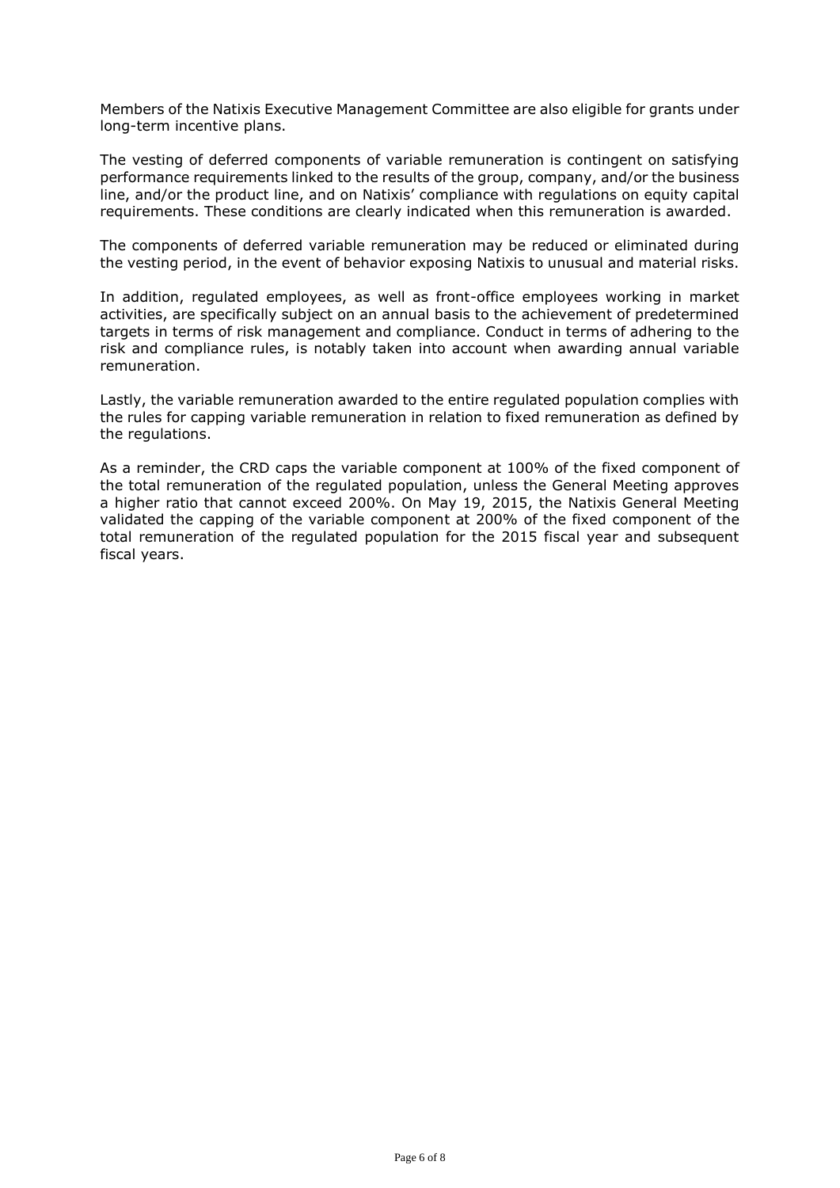Members of the Natixis Executive Management Committee are also eligible for grants under long-term incentive plans.

The vesting of deferred components of variable remuneration is contingent on satisfying performance requirements linked to the results of the group, company, and/or the business line, and/or the product line, and on Natixis' compliance with regulations on equity capital requirements. These conditions are clearly indicated when this remuneration is awarded.

The components of deferred variable remuneration may be reduced or eliminated during the vesting period, in the event of behavior exposing Natixis to unusual and material risks.

In addition, regulated employees, as well as front-office employees working in market activities, are specifically subject on an annual basis to the achievement of predetermined targets in terms of risk management and compliance. Conduct in terms of adhering to the risk and compliance rules, is notably taken into account when awarding annual variable remuneration.

Lastly, the variable remuneration awarded to the entire regulated population complies with the rules for capping variable remuneration in relation to fixed remuneration as defined by the regulations.

As a reminder, the CRD caps the variable component at 100% of the fixed component of the total remuneration of the regulated population, unless the General Meeting approves a higher ratio that cannot exceed 200%. On May 19, 2015, the Natixis General Meeting validated the capping of the variable component at 200% of the fixed component of the total remuneration of the regulated population for the 2015 fiscal year and subsequent fiscal years.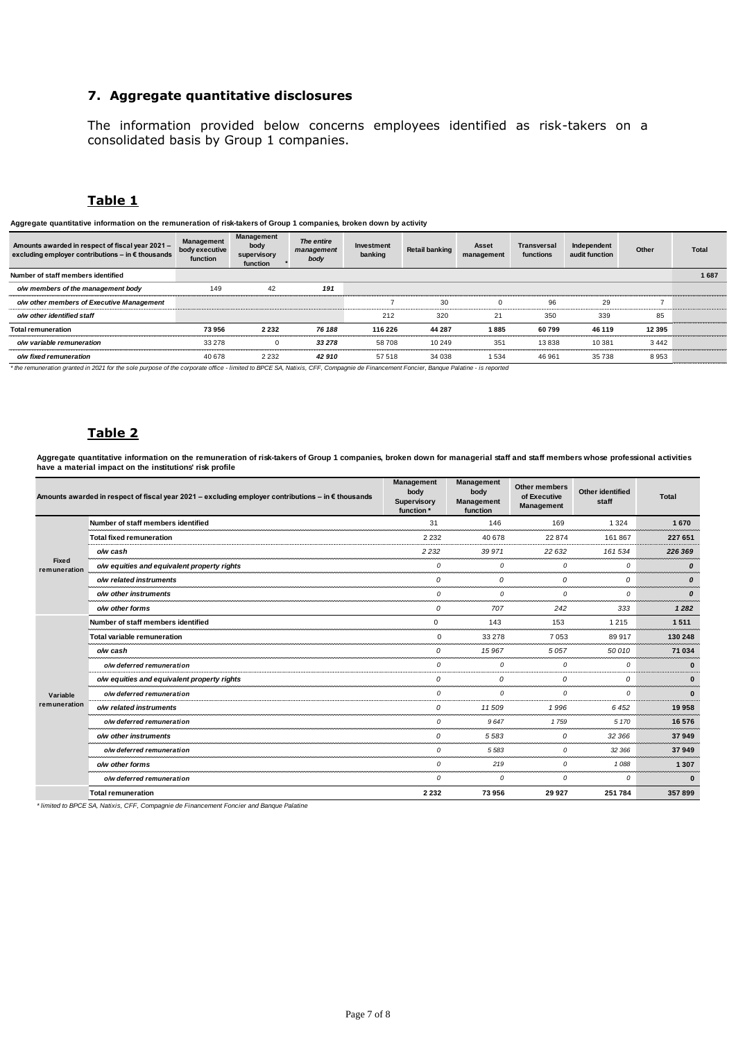## 7. Aggregate quantitative disclosures

The information provided below concerns employees identified as risk-takers on a consolidated basis by Group 1 companies.

### Table 1

**Aggregate quantitative information on the remuneration of risk-takers of Group 1 companies, broken down by activity**

| Amounts awarded in respect of fiscal year 2021 – excluding employer contributions – in € thousands | Management body executive function | Management body supervisory function * | *The entire management body* | Investment banking | Retail banking | Asset management | Transversal functions | Independent audit function | Other | Total |
|---|---|---|---|---|---|---|---|---|---|---|
| **Number of staff members identified** | | | | | | | | | | **1 687** |
| *o/w members of the management body* | 149 | 42 | ***191*** | | | | | | | |
| *o/w other members of Executive Management* | | | | 7 | 30 | 0 | 96 | 29 | 7 | |
| *o/w other identified staff* | | | | 212 | 320 | 21 | 350 | 339 | 85 | |
| **Total remuneration** | **73 956** | **2 232** | ***76 188*** | **116 226** | **44 287** | **1 885** | **60 799** | **46 119** | **12 395** | |
| *o/w variable remuneration* | 33 278 | 0 | ***33 278*** | 58 708 | 10 249 | 351 | 13 838 | 10 381 | 3 442 | |
| *o/w fixed remuneration* | 40 678 | 2 232 | ***42 910*** | 57 518 | 34 038 | 1 534 | 46 961 | 35 738 | 8 953 | |

*\* the remuneration granted in 2021 for the sole purpose of the corporate office - limited to BPCE SA, Natixis, CFF, Compagnie de Financement Foncier, Banque Palatine - is reported*

### Table 2

**Aggregate quantitative information on the remuneration of risk-takers of Group 1 companies, broken down for managerial staff and staff members whose professional activities have a material impact on the institutions' risk profile**

| | Amounts awarded in respect of fiscal year 2021 – excluding employer contributions – in € thousands | Management body Supervisory function * | Management body Management function | Other members of Executive Management | Other identified staff | Total |
|---|---|---|---|---|---|---|
| **Fixed remuneration** | **Number of staff members identified** | 31 | 146 | 169 | 1 324 | **1 670** |
| | **Total fixed remuneration** | 2 232 | 40 678 | 22 874 | 161 867 | **227 651** |
| | *o/w cash* | *2 232* | *39 971* | *22 632* | *161 534* | ***226 369*** |
| | *o/w equities and equivalent property rights* | *0* | *0* | *0* | *0* | ***0*** |
| | *o/w related instruments* | *0* | *0* | *0* | *0* | ***0*** |
| | *o/w other instruments* | *0* | *0* | *0* | *0* | ***0*** |
| | *o/w other forms* | *0* | *707* | *242* | *333* | ***1 282*** |
| **Variable remuneration** | **Number of staff members identified** | 0 | 143 | 153 | 1 215 | **1 511** |
| | **Total variable remuneration** | 0 | 33 278 | 7 053 | 89 917 | **130 248** |
| | *o/w cash* | *0* | *15 967* | *5 057* | *50 010* | **71 034** |
| | *o/w deferred remuneration* | *0* | *0* | *0* | *0* | **0** |
| | *o/w equities and equivalent property rights* | *0* | *0* | *0* | *0* | **0** |
| | *o/w deferred remuneration* | *0* | *0* | *0* | *0* | **0** |
| | *o/w related instruments* | *0* | *11 509* | *1 996* | *6 452* | **19 958** |
| | *o/w deferred remuneration* | *0* | *9 647* | *1 759* | *5 170* | **16 576** |
| | *o/w other instruments* | *0* | *5 583* | *0* | *32 366* | **37 949** |
| | *o/w deferred remuneration* | *0* | *5 583* | *0* | *32 366* | **37 949** |
| | *o/w other forms* | *0* | *219* | *0* | *1 088* | **1 307** |
| | *o/w deferred remuneration* | *0* | *0* | *0* | *0* | **0** |
| | **Total remuneration** | **2 232** | **73 956** | **29 927** | **251 784** | **357 899** |

*\* limited to BPCE SA, Natixis, CFF, Compagnie de Financement Foncier and Banque Palatine*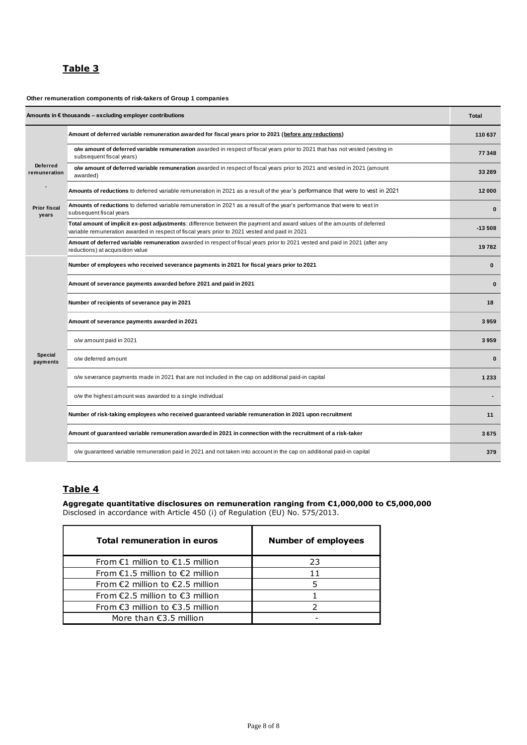## Table 3

**Other remuneration components of risk-takers of Group 1 companies**

| Amounts in € thousands – excluding employer contributions | | Total |
|---|---|---|
| Deferred remuneration - Prior fiscal years | **Amount of deferred variable remuneration awarded for fiscal years prior to 2021 (before any reductions)** | 110 637 |
| | **o/w amount of deferred variable remuneration** awarded in respect of fiscal years prior to 2021 that has not vested (vesting in subsequent fiscal years) | 77 348 |
| | **o/w amount of deferred variable remuneration** awarded in respect of fiscal years prior to 2021 and vested in 2021 (amount awarded) | 33 289 |
| | **Amounts of reductions** to deferred variable remuneration in 2021 as a result of the year's performance that were to vest in 2021 | 12 000 |
| | **Amounts of reductions** to deferred variable remuneration in 2021 as a result of the year's performance that were to vest in subsequent fiscal years | 0 |
| | **Total amount of implicit ex-post adjustments**: difference between the payment and award values of the amounts of deferred variable remuneration awarded in respect of fiscal years prior to 2021 vested and paid in 2021 | -13 508 |
| | **Amount of deferred variable remuneration** awarded in respect of fiscal years prior to 2021 vested and paid in 2021 (after any reductions) at acquisition value | 19 782 |
| Special payments | **Number of employees who received severance payments in 2021 for fiscal years prior to 2021** | 0 |
| | **Amount of severance payments awarded before 2021 and paid in 2021** | 0 |
| | **Number of recipients of severance pay in 2021** | 18 |
| | **Amount of severance payments awarded in 2021** | 3 959 |
| | o/w amount paid in 2021 | 3 959 |
| | o/w deferred amount | 0 |
| | o/w severance payments made in 2021 that are not included in the cap on additional paid-in capital | 1 233 |
| | o/w the highest amount was awarded to a single individual | - |
| | **Number of risk-taking employees who received guaranteed variable remuneration in 2021 upon recruitment** | 11 |
| | **Amount of guaranteed variable remuneration awarded in 2021 in connection with the recruitment of a risk-taker** | 3 675 |
| | o/w guaranteed variable remuneration paid in 2021 and not taken into account in the cap on additional paid-in capital | 379 |

## Table 4

**Aggregate quantitative disclosures on remuneration ranging from €1,000,000 to €5,000,000**
Disclosed in accordance with Article 450 (i) of Regulation (EU) No. 575/2013.

| Total remuneration in euros | Number of employees |
|---|---|
| From €1 million to €1.5 million | 23 |
| From €1.5 million to €2 million | 11 |
| From €2 million to €2.5 million | 5 |
| From €2.5 million to €3 million | 1 |
| From €3 million to €3.5 million | 2 |
| More than €3.5 million | - |